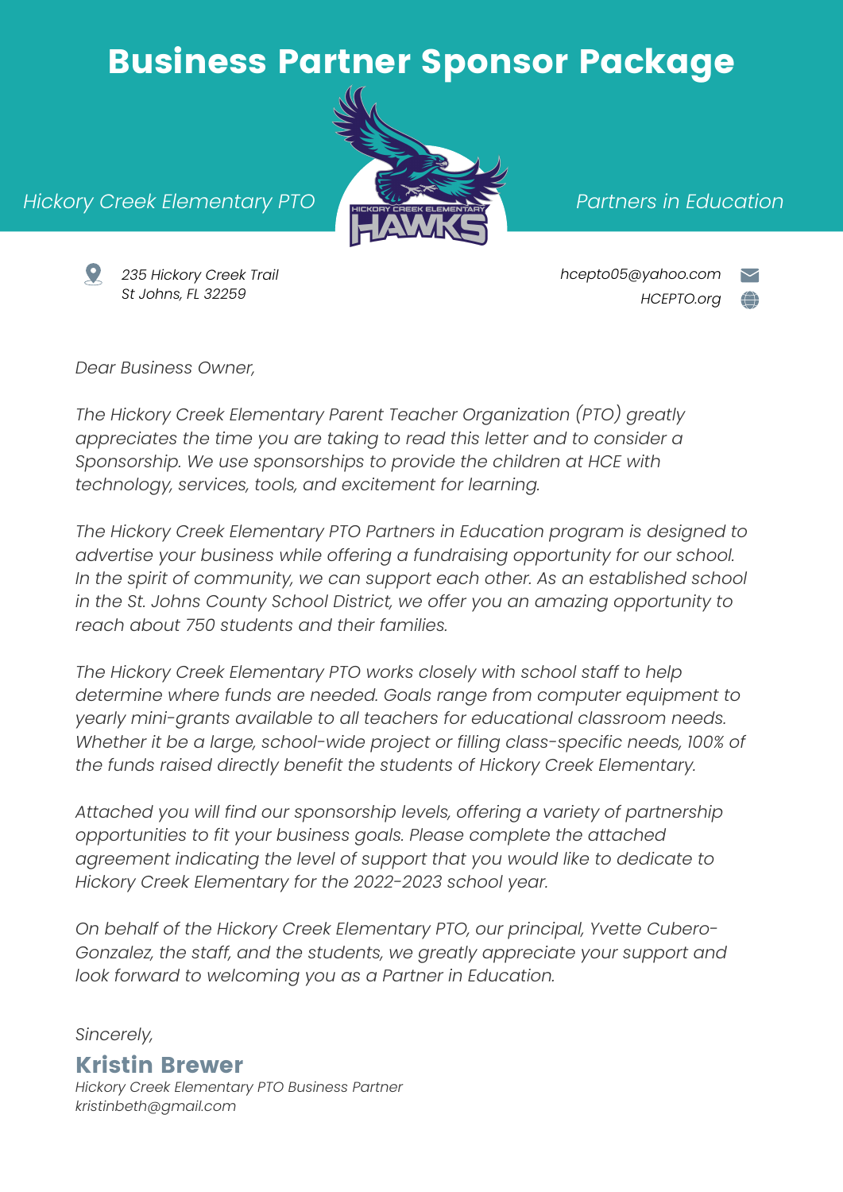# Business Partner Sponsor Package

*Hickory Creek Elementary PTO* *Partners in Education*

*235 Hickory Creek Trail*
*St Johns, FL 32259*

*hcepto05@yahoo.com*
*HCEPTO.org*

*Dear Business Owner,*

*The Hickory Creek Elementary Parent Teacher Organization (PTO) greatly appreciates the time you are taking to read this letter and to consider a Sponsorship. We use sponsorships to provide the children at HCE with technology, services, tools, and excitement for learning.*

*The Hickory Creek Elementary PTO Partners in Education program is designed to advertise your business while offering a fundraising opportunity for our school. In the spirit of community, we can support each other. As an established school in the St. Johns County School District, we offer you an amazing opportunity to reach about 750 students and their families.*

*The Hickory Creek Elementary PTO works closely with school staff to help determine where funds are needed. Goals range from computer equipment to yearly mini-grants available to all teachers for educational classroom needs. Whether it be a large, school-wide project or filling class-specific needs, 100% of the funds raised directly benefit the students of Hickory Creek Elementary.*

*Attached you will find our sponsorship levels, offering a variety of partnership opportunities to fit your business goals. Please complete the attached agreement indicating the level of support that you would like to dedicate to Hickory Creek Elementary for the 2022-2023 school year.*

*On behalf of the Hickory Creek Elementary PTO, our principal, Yvette Cubero-Gonzalez, the staff, and the students, we greatly appreciate your support and look forward to welcoming you as a Partner in Education.*

*Sincerely,*

**Kristin Brewer**
*Hickory Creek Elementary PTO Business Partner*
*kristinbeth@gmail.com*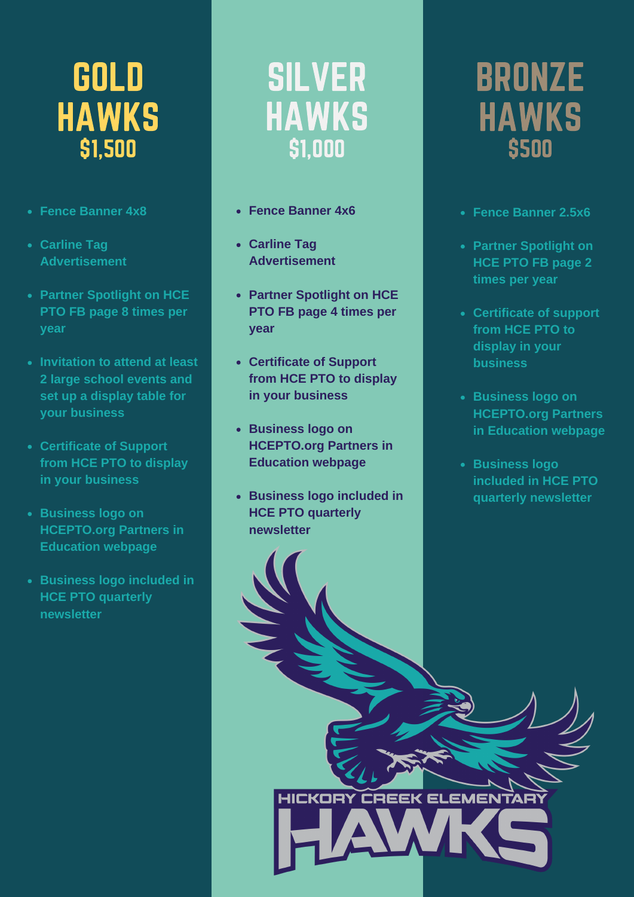## GOLD HAWKS $1,500

- Fence Banner 4x8
- Carline Tag Advertisement
- Partner Spotlight on HCE PTO FB page 8 times per year
- Invitation to attend at least 2 large school events and set up a display table for your business
- Certificate of Support from HCE PTO to display in your business
- Business logo on HCEPTO.org Partners in Education webpage
- Business logo included in HCE PTO quarterly newsletter

## SILVER HAWKS $1,000

- Fence Banner 4x6
- Carline Tag Advertisement
- Partner Spotlight on HCE PTO FB page 4 times per year
- Certificate of Support from HCE PTO to display in your business
- Business logo on HCEPTO.org Partners in Education webpage
- Business logo included in HCE PTO quarterly newsletter

## BRONZE HAWKS $500

- Fence Banner 2.5x6
- Partner Spotlight on HCE PTO FB page 2 times per year
- Certificate of support from HCE PTO to display in your business
- Business logo on HCEPTO.org Partners in Education webpage
- Business logo included in HCE PTO quarterly newsletter

HICKORY CREEK ELEMENTARY HAWKS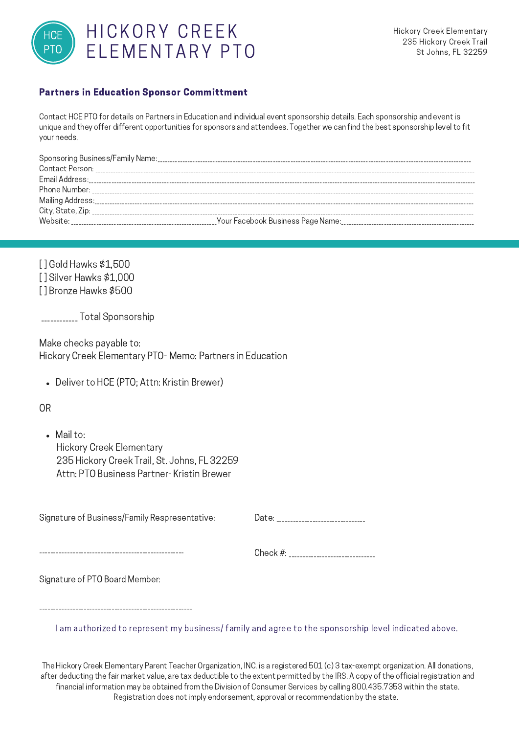# HICKORY CREEK ELEMENTARY PTO

HCE PTO

Hickory Creek Elementary
235 Hickory Creek Trail
St Johns, FL 32259

## Partners in Education Sponsor Committment

Contact HCE PTO for details on Partners in Education and individual event sponsorship details. Each sponsorship and event is unique and they offer different opportunities for sponsors and attendees. Together we can find the best sponsorship level to fit your needs.

Sponsoring Business/Family Name:\_\_\_\_\_\_\_\_\_\_\_\_\_\_\_\_\_\_\_\_\_\_\_\_\_\_\_\_\_\_\_\_\_\_\_\_\_\_\_\_
Contact Person: \_\_\_\_\_\_\_\_\_\_\_\_\_\_\_\_\_\_\_\_\_\_\_\_\_\_\_\_\_\_\_\_\_\_\_\_\_\_\_\_
Email Address:\_\_\_\_\_\_\_\_\_\_\_\_\_\_\_\_\_\_\_\_\_\_\_\_\_\_\_\_\_\_\_\_\_\_\_\_\_\_\_\_
Phone Number: \_\_\_\_\_\_\_\_\_\_\_\_\_\_\_\_\_\_\_\_\_\_\_\_\_\_\_\_\_\_\_\_\_\_\_\_\_\_\_\_
Mailing Address:\_\_\_\_\_\_\_\_\_\_\_\_\_\_\_\_\_\_\_\_\_\_\_\_\_\_\_\_\_\_\_\_\_\_\_\_\_\_\_\_
City, State, Zip: \_\_\_\_\_\_\_\_\_\_\_\_\_\_\_\_\_\_\_\_\_\_\_\_\_\_\_\_\_\_\_\_\_\_\_\_\_\_\_\_
Website: \_\_\_\_\_\_\_\_\_\_\_\_\_\_\_\_\_\_\_\_ Your Facebook Business Page Name:\_\_\_\_\_\_\_\_\_\_\_\_\_\_\_\_\_\_\_\_

---

[ ] Gold Hawks $1,500
[ ] Silver Hawks $1,000
[ ] Bronze Hawks $500

\_\_\_\_\_\_\_\_\_\_\_\_ Total Sponsorship

Make checks payable to:
Hickory Creek Elementary PTO- Memo: Partners in Education

- Deliver to HCE (PTO; Attn: Kristin Brewer)

OR

- Mail to:
  Hickory Creek Elementary
  235 Hickory Creek Trail, St. Johns, FL 32259
  Attn: PTO Business Partner- Kristin Brewer

Signature of Business/Family Respresentative: Date: \_\_\_\_\_\_\_\_\_\_\_\_\_\_\_\_\_\_\_\_

\_\_\_\_\_\_\_\_\_\_\_\_\_\_\_\_\_\_\_\_\_\_\_\_\_\_\_\_\_\_ Check #: \_\_\_\_\_\_\_\_\_\_\_\_\_\_\_\_\_\_\_\_

Signature of PTO Board Member:

\_\_\_\_\_\_\_\_\_\_\_\_\_\_\_\_\_\_\_\_\_\_\_\_\_\_\_\_\_\_

I am authorized to represent my business/ family and agree to the sponsorship level indicated above.

The Hickory Creek Elementary Parent Teacher Organization, INC. is a registered 501 (c) 3 tax-exempt organization. All donations, after deducting the fair market value, are tax deductible to the extent permitted by the IRS. A copy of the official registration and financial information may be obtained from the Division of Consumer Services by calling 800.435.7353 within the state. Registration does not imply endorsement, approval or recommendation by the state.